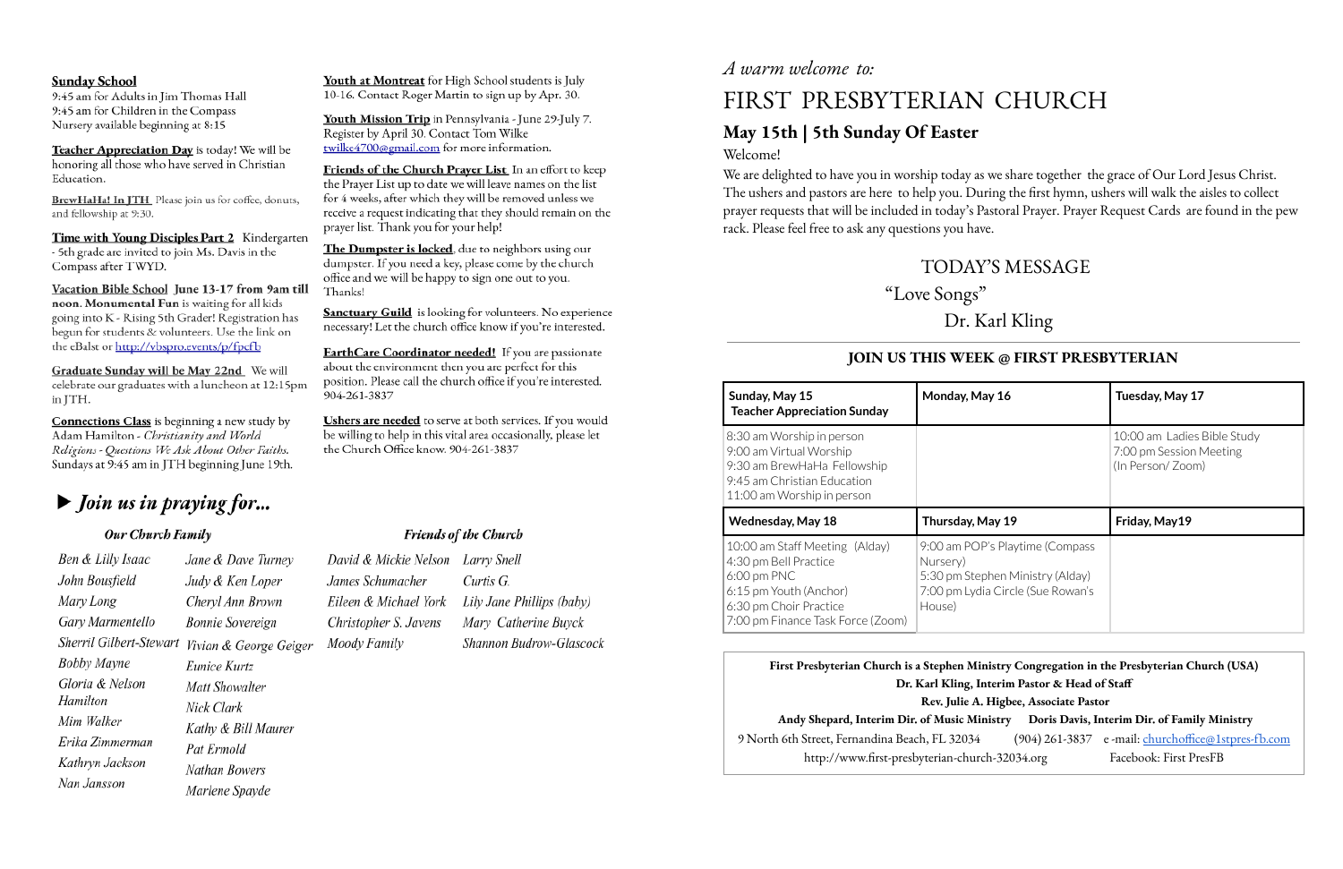**Sunday School**
9:45 am for Adults in Jim Thomas Hall
9:45 am for Children in the Compass
Nursery available beginning at 8:15

**Teacher Appreciation Day** is today! We will be honoring all those who have served in Christian Education.

**BrewHaHa! In JTH** Please join us for coffee, donuts, and fellowship at 9:30.

**Time with Young Disciples Part 2** Kindergarten - 5th grade are invited to join Ms. Davis in the Compass after TWYD.

**Vacation Bible School June 13-17 from 9am till noon. Monumental Fun** is waiting for all kids going into K - Rising 5th Grader! Registration has begun for students & volunteers. Use the link on the eBlast or http://vbspro.events/p/fpcfb

**Graduate Sunday will be May 22nd** We will celebrate our graduates with a luncheon at 12:15pm in JTH.

**Connections Class** is beginning a new study by Adam Hamilton - *Christianity and World Religions - Questions We Ask About Other Faiths.* Sundays at 9:45 am in JTH beginning June 19th.

**Youth at Montreat** for High School students is July 10-16. Contact Roger Martin to sign up by Apr. 30.

**Youth Mission Trip** in Pennsylvania - June 29-July 7. Register by April 30. Contact Tom Wilke twilke4700@gmail.com for more information.

**Friends of the Church Prayer List** In an effort to keep the Prayer List up to date we will leave names on the list for 4 weeks, after which they will be removed unless we receive a request indicating that they should remain on the prayer list. Thank you for your help!

**The Dumpster is locked**, due to neighbors using our dumpster. If you need a key, please come by the church office and we will be happy to sign one out to you. Thanks!

**Sanctuary Guild** is looking for volunteers. No experience necessary! Let the church office know if you're interested.

**EarthCare Coordinator needed!** If you are passionate about the environment then you are perfect for this position. Please call the church office if you're interested. 904-261-3837

**Ushers are needed** to serve at both services. If you would be willing to help in this vital area occasionally, please let the Church Office know. 904-261-3837

## ▶ *Join us in praying for...*

### *Our Church Family*

*Ben & Lilly Isaac*
*John Bousfield*
*Mary Long*
*Gary Marmentello*
*Sherril Gilbert-Stewart*
*Bobby Mayne*
*Gloria & Nelson Hamilton*
*Mim Walker*
*Erika Zimmerman*
*Kathryn Jackson*
*Nan Jansson*
*Jane & Dave Turney*
*Judy & Ken Loper*
*Cheryl Ann Brown*
*Bonnie Sovereign*
*Vivian & George Geiger*
*Eunice Kurtz*
*Matt Showalter*
*Nick Clark*
*Kathy & Bill Maurer*
*Pat Ermold*
*Nathan Bowers*
*Marlene Spayde*

### *Friends of the Church*

*David & Mickie Nelson*
*James Schumacher*
*Eileen & Michael York*
*Christopher S. Javens*
*Moody Family*
*Larry Snell*
*Curtis G.*
*Lily Jane Phillips (baby)*
*Mary Catherine Buyck*
*Shannon Budrow-Glascock*

*A warm welcome to:*

# FIRST PRESBYTERIAN CHURCH

## May 15th | 5th Sunday Of Easter

Welcome!

We are delighted to have you in worship today as we share together the grace of Our Lord Jesus Christ. The ushers and pastors are here to help you. During the first hymn, ushers will walk the aisles to collect prayer requests that will be included in today's Pastoral Prayer. Prayer Request Cards are found in the pew rack. Please feel free to ask any questions you have.

TODAY'S MESSAGE
"Love Songs"
Dr. Karl Kling

### JOIN US THIS WEEK @ FIRST PRESBYTERIAN

| **Sunday, May 15** **Teacher Appreciation Sunday** | **Monday, May 16** | **Tuesday, May 17** |
|---|---|---|
| 8:30 am Worship in person<br>9:00 am Virtual Worship<br>9:30 am BrewHaHa Fellowship<br>9:45 am Christian Education<br>11:00 am Worship in person | | 10:00 am Ladies Bible Study<br>7:00 pm Session Meeting (In Person/ Zoom) |
| **Wednesday, May 18** | **Thursday, May 19** | **Friday, May19** |
| 10:00 am Staff Meeting (Alday)<br>4:30 pm Bell Practice<br>6:00 pm PNC<br>6:15 pm Youth (Anchor)<br>6:30 pm Choir Practice<br>7:00 pm Finance Task Force (Zoom) | 9:00 am POP's Playtime (Compass Nursery)<br>5:30 pm Stephen Ministry (Alday)<br>7:00 pm Lydia Circle (Sue Rowan's House) | |

**First Presbyterian Church is a Stephen Ministry Congregation in the Presbyterian Church (USA)**
**Dr. Karl Kling, Interim Pastor & Head of Staff**
**Rev. Julie A. Higbee, Associate Pastor**
**Andy Shepard, Interim Dir. of Music Ministry** **Doris Davis, Interim Dir. of Family Ministry**
9 North 6th Street, Fernandina Beach, FL 32034 (904) 261-3837 e -mail: churchoffice@1stpres-fb.com
http://www.first-presbyterian-church-32034.org Facebook: First PresFB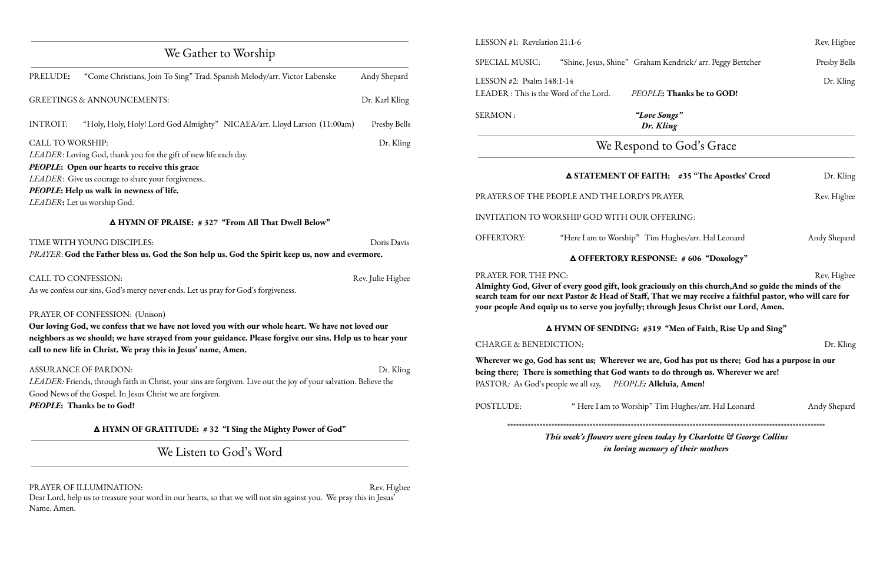## We Gather to Worship

PRELUDE**:** "Come Christians, Join To Sing" Trad. Spanish Melody/arr. Victor Labenske — Andy Shepard

GREETINGS & ANNOUNCEMENTS: — Dr. Karl Kling

INTROIT: "Holy, Holy, Holy! Lord God Almighty" NICAEA/arr. Lloyd Larson (11:00am) — Presby Bells

CALL TO WORSHIP: — Dr. Kling

*LEADER*: Loving God, thank you for the gift of new life each day.
***PEOPLE*: Open our hearts to receive this grace**
*LEADER*: Give us courage to share your forgiveness..
***PEOPLE*: Help us walk in newness of life.**
*LEADER***:** Let us worship God.

**∆ HYMN OF PRAISE: # 327 "From All That Dwell Below"**

TIME WITH YOUNG DISCIPLES: — Doris Davis

*PRAYER*: **God the Father bless us. God the Son help us. God the Spirit keep us, now and evermore.**

CALL TO CONFESSION: — Rev. Julie Higbee

As we confess our sins, God's mercy never ends. Let us pray for God's forgiveness.

PRAYER OF CONFESSION: (Unison)

**Our loving God, we confess that we have not loved you with our whole heart. We have not loved our neighbors as we should; we have strayed from your guidance. Please forgive our sins. Help us to hear your call to new life in Christ. We pray this in Jesus' name, Amen.**

ASSURANCE OF PARDON: — Dr. Kling

*LEADER:* Friends, through faith in Christ, your sins are forgiven. Live out the joy of your salvation. Believe the Good News of the Gospel. In Jesus Christ we are forgiven.
***PEOPLE*: Thanks be to God!**

**∆ HYMN OF GRATITUDE: # 32 "I Sing the Mighty Power of God"**

## We Listen to God's Word

PRAYER OF ILLUMINATION: — Rev. Higbee

Dear Lord, help us to treasure your word in our hearts, so that we will not sin against you. We pray this in Jesus' Name. Amen.

LESSON #1: Revelation 21:1-6 — Rev. Higbee

SPECIAL MUSIC: "Shine, Jesus, Shine" Graham Kendrick/ arr. Peggy Bettcher — Presby Bells

LESSON #2: Psalm 148:1-14 — Dr. Kling

LEADER : This is the Word of the Lord. *PEOPLE***: Thanks be to GOD!**

SERMON : ***"Love Songs"***
***Dr. Kling***

## We Respond to God's Grace

**∆ STATEMENT OF FAITH: #35 "The Apostles' Creed** — Dr. Kling

PRAYERS OF THE PEOPLE AND THE LORD'S PRAYER — Rev. Higbee

INVITATION TO WORSHIP GOD WITH OUR OFFERING:

OFFERTORY: "Here I am to Worship" Tim Hughes/arr. Hal Leonard — Andy Shepard

**∆ OFFERTORY RESPONSE: # 606 "Doxology"**

PRAYER FOR THE PNC: — Rev. Higbee

**Almighty God, Giver of every good gift, look graciously on this church,And so guide the minds of the search team for our next Pastor & Head of Staff, That we may receive a faithful pastor, who will care for your people And equip us to serve you joyfully; through Jesus Christ our Lord, Amen.**

**∆ HYMN OF SENDING: #319 "Men of Faith, Rise Up and Sing"**

CHARGE & BENEDICTION: — Dr. Kling

**Wherever we go, God has sent us; Wherever we are, God has put us there; God has a purpose in our being there; There is something that God wants to do through us. Wherever we are!**

PASTOR*:* As God's people we all say, *PEOPLE***: Alleluia, Amen!**

POSTLUDE: " Here I am to Worship" Tim Hughes/arr. Hal Leonard — Andy Shepard

***************************************************************************************************************

***This week's flowers were given today by Charlotte & George Collins in loving memory of their mothers***